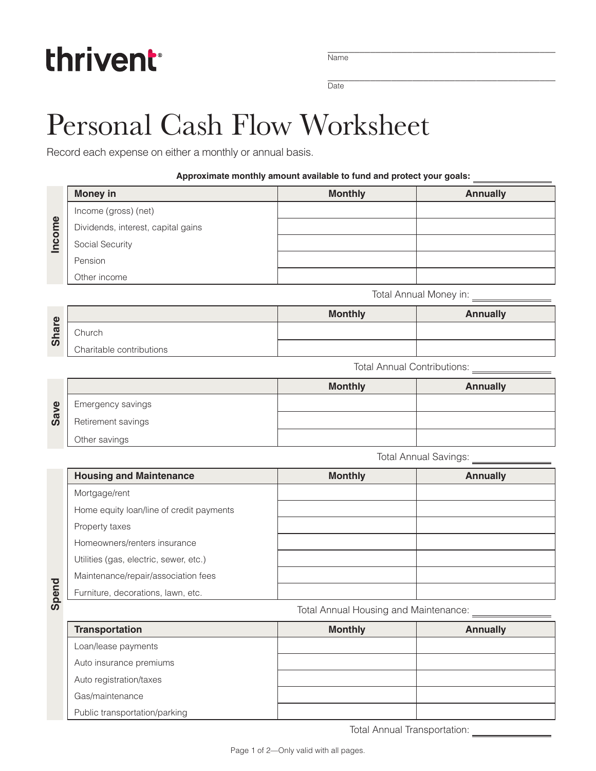thrivent

Name ______________________

Date ______________________

# Personal Cash Flow Worksheet

Record each expense on either a monthly or annual basis.

**Approximate monthly amount available to fund and protect your goals:** ______________

## Income

| Money in | Monthly | Annually |
|---|---|---|
| Income (gross) (net) | | |
| Dividends, interest, capital gains | | |
| Social Security | | |
| Pension | | |
| Other income | | |

Total Annual Money in: ______________

## Share

| | Monthly | Annually |
|---|---|---|
| Church | | |
| Charitable contributions | | |

Total Annual Contributions: ______________

## Save

| | Monthly | Annually |
|---|---|---|
| Emergency savings | | |
| Retirement savings | | |
| Other savings | | |

Total Annual Savings: ______________

## Spend

| Housing and Maintenance | Monthly | Annually |
|---|---|---|
| Mortgage/rent | | |
| Home equity loan/line of credit payments | | |
| Property taxes | | |
| Homeowners/renters insurance | | |
| Utilities (gas, electric, sewer, etc.) | | |
| Maintenance/repair/association fees | | |
| Furniture, decorations, lawn, etc. | | |

Total Annual Housing and Maintenance: ______________

| Transportation | Monthly | Annually |
|---|---|---|
| Loan/lease payments | | |
| Auto insurance premiums | | |
| Auto registration/taxes | | |
| Gas/maintenance | | |
| Public transportation/parking | | |

Total Annual Transportation: ______________

Only valid with all pages.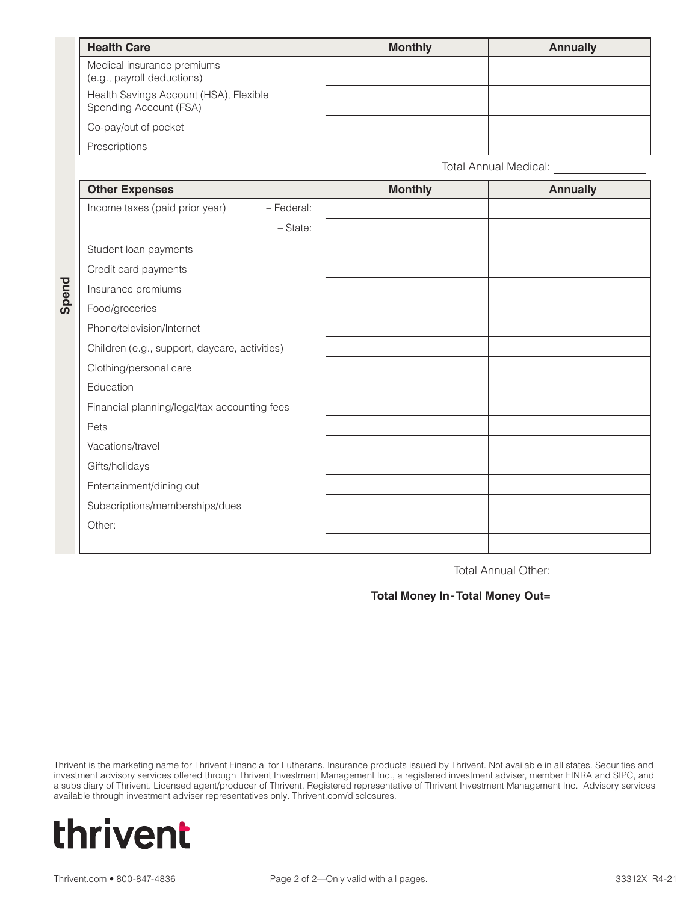**Spend**

| Health Care | Monthly | Annually |
| --- | --- | --- |
| Medical insurance premiums (e.g., payroll deductions) | | |
| Health Savings Account (HSA), Flexible Spending Account (FSA) | | |
| Co-pay/out of pocket | | |
| Prescriptions | | |

Total Annual Medical: ______________

| Other Expenses | Monthly | Annually |
| --- | --- | --- |
| Income taxes (paid prior year) – Federal: | | |
| – State: | | |
| Student loan payments | | |
| Credit card payments | | |
| Insurance premiums | | |
| Food/groceries | | |
| Phone/television/Internet | | |
| Children (e.g., support, daycare, activities) | | |
| Clothing/personal care | | |
| Education | | |
| Financial planning/legal/tax accounting fees | | |
| Pets | | |
| Vacations/travel | | |
| Gifts/holidays | | |
| Entertainment/dining out | | |
| Subscriptions/memberships/dues | | |
| Other: | | |
| | | |

Total Annual Other: ______________

**Total Money In - Total Money Out=** ______________

Thrivent is the marketing name for Thrivent Financial for Lutherans. Insurance products issued by Thrivent. Not available in all states. Securities and investment advisory services offered through Thrivent Investment Management Inc., a registered investment adviser, member FINRA and SIPC, and a subsidiary of Thrivent. Licensed agent/producer of Thrivent. Registered representative of Thrivent Investment Management Inc. Advisory services available through investment adviser representatives only. Thrivent.com/disclosures.

thrivent

Thrivent.com • 800-847-4836

33312X R4-21